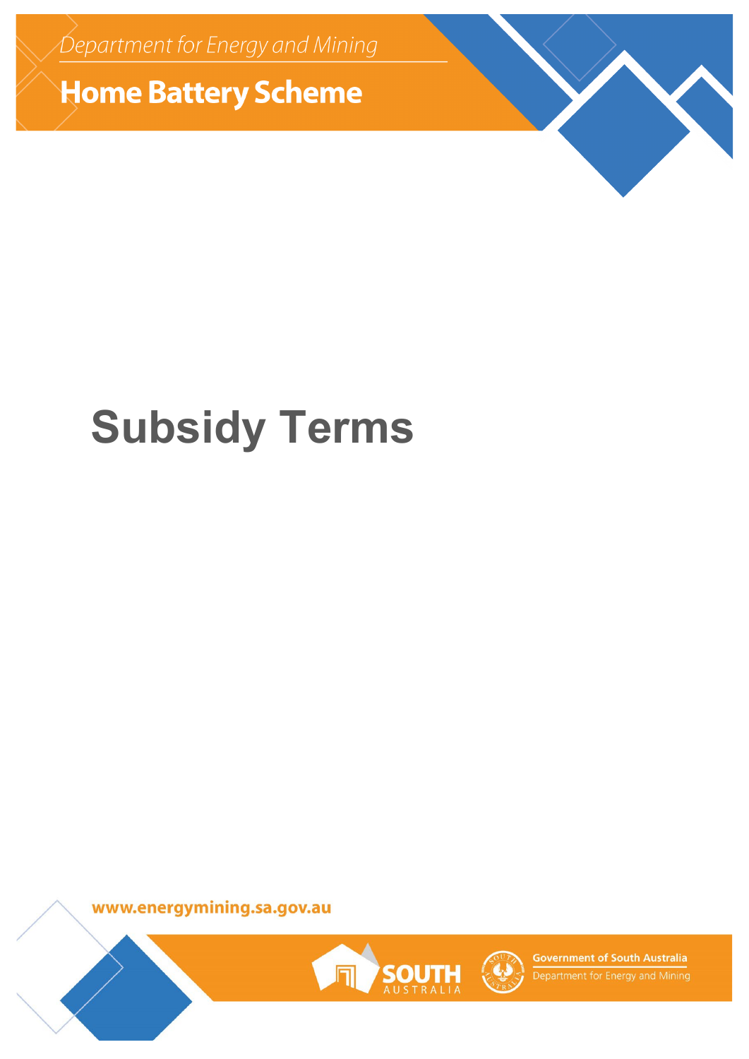Department for Energy and Mining

# Home Battery Scheme

# Subsidy Terms

www.energymining.sa.gov.au

Government of South Australia
Department for Energy and Mining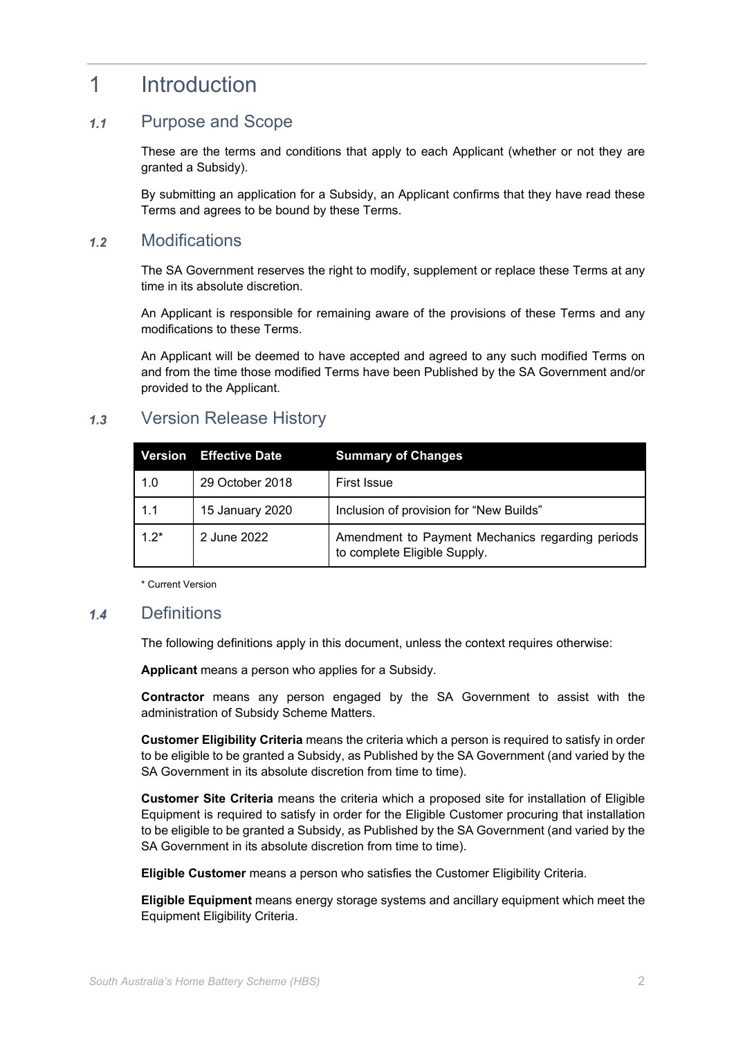# 1 Introduction

## *1.1* Purpose and Scope

These are the terms and conditions that apply to each Applicant (whether or not they are granted a Subsidy).

By submitting an application for a Subsidy, an Applicant confirms that they have read these Terms and agrees to be bound by these Terms.

## *1.2* Modifications

The SA Government reserves the right to modify, supplement or replace these Terms at any time in its absolute discretion.

An Applicant is responsible for remaining aware of the provisions of these Terms and any modifications to these Terms.

An Applicant will be deemed to have accepted and agreed to any such modified Terms on and from the time those modified Terms have been Published by the SA Government and/or provided to the Applicant.

## *1.3* Version Release History

| Version | Effective Date | Summary of Changes |
|---|---|---|
| 1.0 | 29 October 2018 | First Issue |
| 1.1 | 15 January 2020 | Inclusion of provision for "New Builds" |
| 1.2* | 2 June 2022 | Amendment to Payment Mechanics regarding periods to complete Eligible Supply. |

\* Current Version

## *1.4* Definitions

The following definitions apply in this document, unless the context requires otherwise:

**Applicant** means a person who applies for a Subsidy.

**Contractor** means any person engaged by the SA Government to assist with the administration of Subsidy Scheme Matters.

**Customer Eligibility Criteria** means the criteria which a person is required to satisfy in order to be eligible to be granted a Subsidy, as Published by the SA Government (and varied by the SA Government in its absolute discretion from time to time).

**Customer Site Criteria** means the criteria which a proposed site for installation of Eligible Equipment is required to satisfy in order for the Eligible Customer procuring that installation to be eligible to be granted a Subsidy, as Published by the SA Government (and varied by the SA Government in its absolute discretion from time to time).

**Eligible Customer** means a person who satisfies the Customer Eligibility Criteria.

**Eligible Equipment** means energy storage systems and ancillary equipment which meet the Equipment Eligibility Criteria.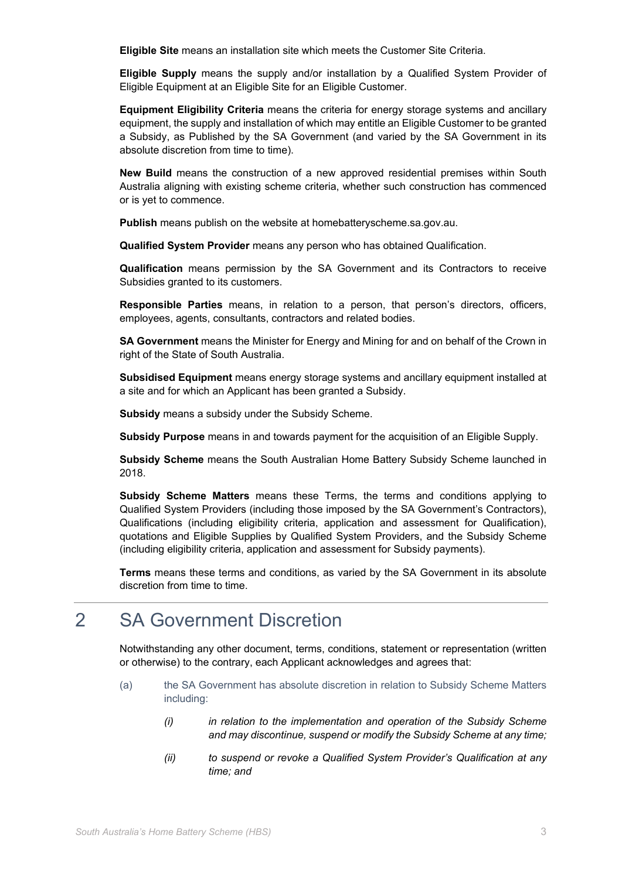**Eligible Site** means an installation site which meets the Customer Site Criteria.

**Eligible Supply** means the supply and/or installation by a Qualified System Provider of Eligible Equipment at an Eligible Site for an Eligible Customer.

**Equipment Eligibility Criteria** means the criteria for energy storage systems and ancillary equipment, the supply and installation of which may entitle an Eligible Customer to be granted a Subsidy, as Published by the SA Government (and varied by the SA Government in its absolute discretion from time to time).

**New Build** means the construction of a new approved residential premises within South Australia aligning with existing scheme criteria, whether such construction has commenced or is yet to commence.

**Publish** means publish on the website at homebatteryscheme.sa.gov.au.

**Qualified System Provider** means any person who has obtained Qualification.

**Qualification** means permission by the SA Government and its Contractors to receive Subsidies granted to its customers.

**Responsible Parties** means, in relation to a person, that person's directors, officers, employees, agents, consultants, contractors and related bodies.

**SA Government** means the Minister for Energy and Mining for and on behalf of the Crown in right of the State of South Australia.

**Subsidised Equipment** means energy storage systems and ancillary equipment installed at a site and for which an Applicant has been granted a Subsidy.

**Subsidy** means a subsidy under the Subsidy Scheme.

**Subsidy Purpose** means in and towards payment for the acquisition of an Eligible Supply.

**Subsidy Scheme** means the South Australian Home Battery Subsidy Scheme launched in 2018.

**Subsidy Scheme Matters** means these Terms, the terms and conditions applying to Qualified System Providers (including those imposed by the SA Government's Contractors), Qualifications (including eligibility criteria, application and assessment for Qualification), quotations and Eligible Supplies by Qualified System Providers, and the Subsidy Scheme (including eligibility criteria, application and assessment for Subsidy payments).

**Terms** means these terms and conditions, as varied by the SA Government in its absolute discretion from time to time.

# 2 SA Government Discretion

Notwithstanding any other document, terms, conditions, statement or representation (written or otherwise) to the contrary, each Applicant acknowledges and agrees that:

(a) the SA Government has absolute discretion in relation to Subsidy Scheme Matters including:

   *(i) in relation to the implementation and operation of the Subsidy Scheme and may discontinue, suspend or modify the Subsidy Scheme at any time;*

   *(ii) to suspend or revoke a Qualified System Provider's Qualification at any time; and*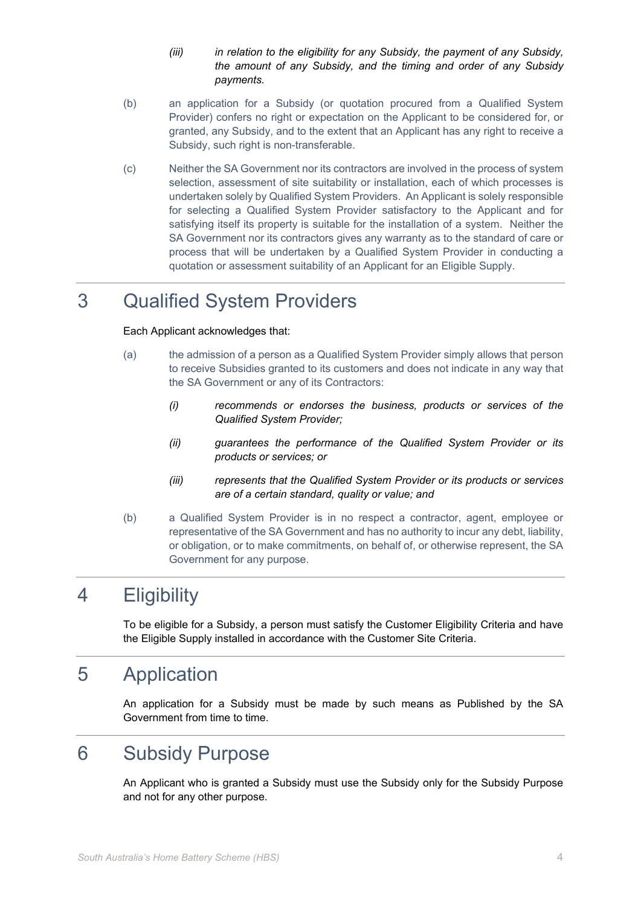(iii) *in relation to the eligibility for any Subsidy, the payment of any Subsidy, the amount of any Subsidy, and the timing and order of any Subsidy payments.*

(b) an application for a Subsidy (or quotation procured from a Qualified System Provider) confers no right or expectation on the Applicant to be considered for, or granted, any Subsidy, and to the extent that an Applicant has any right to receive a Subsidy, such right is non-transferable.

(c) Neither the SA Government nor its contractors are involved in the process of system selection, assessment of site suitability or installation, each of which processes is undertaken solely by Qualified System Providers. An Applicant is solely responsible for selecting a Qualified System Provider satisfactory to the Applicant and for satisfying itself its property is suitable for the installation of a system. Neither the SA Government nor its contractors gives any warranty as to the standard of care or process that will be undertaken by a Qualified System Provider in conducting a quotation or assessment suitability of an Applicant for an Eligible Supply.

# 3 Qualified System Providers

Each Applicant acknowledges that:

(a) the admission of a person as a Qualified System Provider simply allows that person to receive Subsidies granted to its customers and does not indicate in any way that the SA Government or any of its Contractors:

(i) *recommends or endorses the business, products or services of the Qualified System Provider;*

(ii) *guarantees the performance of the Qualified System Provider or its products or services; or*

(iii) *represents that the Qualified System Provider or its products or services are of a certain standard, quality or value; and*

(b) a Qualified System Provider is in no respect a contractor, agent, employee or representative of the SA Government and has no authority to incur any debt, liability, or obligation, or to make commitments, on behalf of, or otherwise represent, the SA Government for any purpose.

# 4 Eligibility

To be eligible for a Subsidy, a person must satisfy the Customer Eligibility Criteria and have the Eligible Supply installed in accordance with the Customer Site Criteria.

# 5 Application

An application for a Subsidy must be made by such means as Published by the SA Government from time to time.

# 6 Subsidy Purpose

An Applicant who is granted a Subsidy must use the Subsidy only for the Subsidy Purpose and not for any other purpose.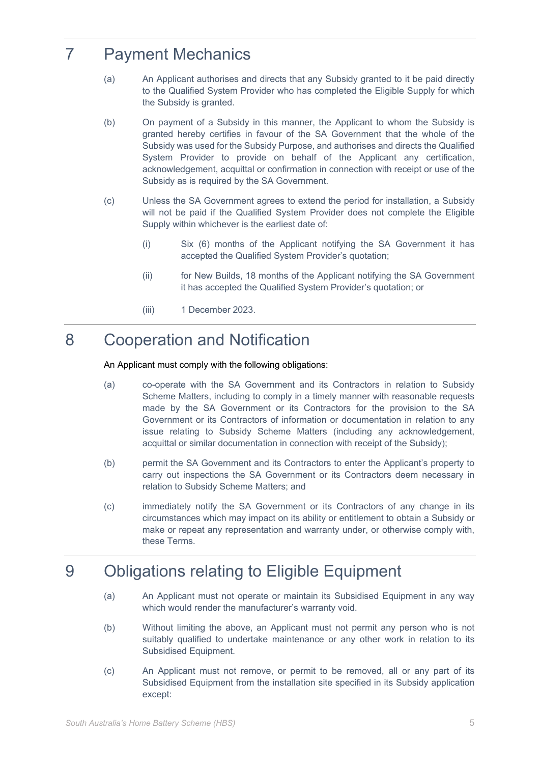## 7 Payment Mechanics

(a) An Applicant authorises and directs that any Subsidy granted to it be paid directly to the Qualified System Provider who has completed the Eligible Supply for which the Subsidy is granted.

(b) On payment of a Subsidy in this manner, the Applicant to whom the Subsidy is granted hereby certifies in favour of the SA Government that the whole of the Subsidy was used for the Subsidy Purpose, and authorises and directs the Qualified System Provider to provide on behalf of the Applicant any certification, acknowledgement, acquittal or confirmation in connection with receipt or use of the Subsidy as is required by the SA Government.

(c) Unless the SA Government agrees to extend the period for installation, a Subsidy will not be paid if the Qualified System Provider does not complete the Eligible Supply within whichever is the earliest date of:

  (i) Six (6) months of the Applicant notifying the SA Government it has accepted the Qualified System Provider's quotation;

  (ii) for New Builds, 18 months of the Applicant notifying the SA Government it has accepted the Qualified System Provider's quotation; or

  (iii) 1 December 2023.

## 8 Cooperation and Notification

An Applicant must comply with the following obligations:

(a) co-operate with the SA Government and its Contractors in relation to Subsidy Scheme Matters, including to comply in a timely manner with reasonable requests made by the SA Government or its Contractors for the provision to the SA Government or its Contractors of information or documentation in relation to any issue relating to Subsidy Scheme Matters (including any acknowledgement, acquittal or similar documentation in connection with receipt of the Subsidy);

(b) permit the SA Government and its Contractors to enter the Applicant's property to carry out inspections the SA Government or its Contractors deem necessary in relation to Subsidy Scheme Matters; and

(c) immediately notify the SA Government or its Contractors of any change in its circumstances which may impact on its ability or entitlement to obtain a Subsidy or make or repeat any representation and warranty under, or otherwise comply with, these Terms.

## 9 Obligations relating to Eligible Equipment

(a) An Applicant must not operate or maintain its Subsidised Equipment in any way which would render the manufacturer's warranty void.

(b) Without limiting the above, an Applicant must not permit any person who is not suitably qualified to undertake maintenance or any other work in relation to its Subsidised Equipment.

(c) An Applicant must not remove, or permit to be removed, all or any part of its Subsidised Equipment from the installation site specified in its Subsidy application except: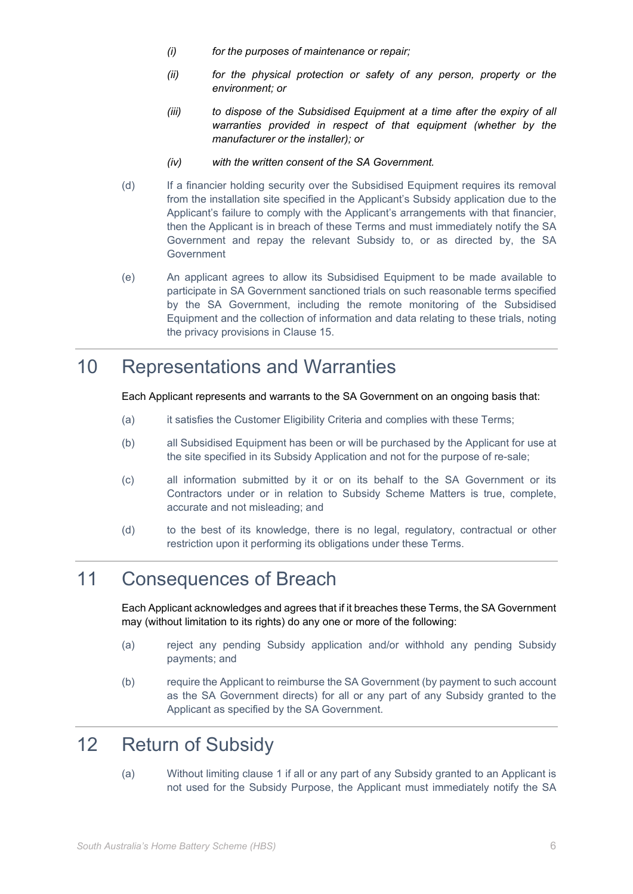- *(i)* *for the purposes of maintenance or repair;*
- *(ii)* *for the physical protection or safety of any person, property or the environment; or*
- *(iii)* *to dispose of the Subsidised Equipment at a time after the expiry of all warranties provided in respect of that equipment (whether by the manufacturer or the installer); or*
- *(iv)* *with the written consent of the SA Government.*

(d) If a financier holding security over the Subsidised Equipment requires its removal from the installation site specified in the Applicant's Subsidy application due to the Applicant's failure to comply with the Applicant's arrangements with that financier, then the Applicant is in breach of these Terms and must immediately notify the SA Government and repay the relevant Subsidy to, or as directed by, the SA Government

(e) An applicant agrees to allow its Subsidised Equipment to be made available to participate in SA Government sanctioned trials on such reasonable terms specified by the SA Government, including the remote monitoring of the Subsidised Equipment and the collection of information and data relating to these trials, noting the privacy provisions in Clause 15.

# 10 Representations and Warranties

Each Applicant represents and warrants to the SA Government on an ongoing basis that:

(a) it satisfies the Customer Eligibility Criteria and complies with these Terms;

(b) all Subsidised Equipment has been or will be purchased by the Applicant for use at the site specified in its Subsidy Application and not for the purpose of re-sale;

(c) all information submitted by it or on its behalf to the SA Government or its Contractors under or in relation to Subsidy Scheme Matters is true, complete, accurate and not misleading; and

(d) to the best of its knowledge, there is no legal, regulatory, contractual or other restriction upon it performing its obligations under these Terms.

# 11 Consequences of Breach

Each Applicant acknowledges and agrees that if it breaches these Terms, the SA Government may (without limitation to its rights) do any one or more of the following:

(a) reject any pending Subsidy application and/or withhold any pending Subsidy payments; and

(b) require the Applicant to reimburse the SA Government (by payment to such account as the SA Government directs) for all or any part of any Subsidy granted to the Applicant as specified by the SA Government.

# 12 Return of Subsidy

(a) Without limiting clause 1 if all or any part of any Subsidy granted to an Applicant is not used for the Subsidy Purpose, the Applicant must immediately notify the SA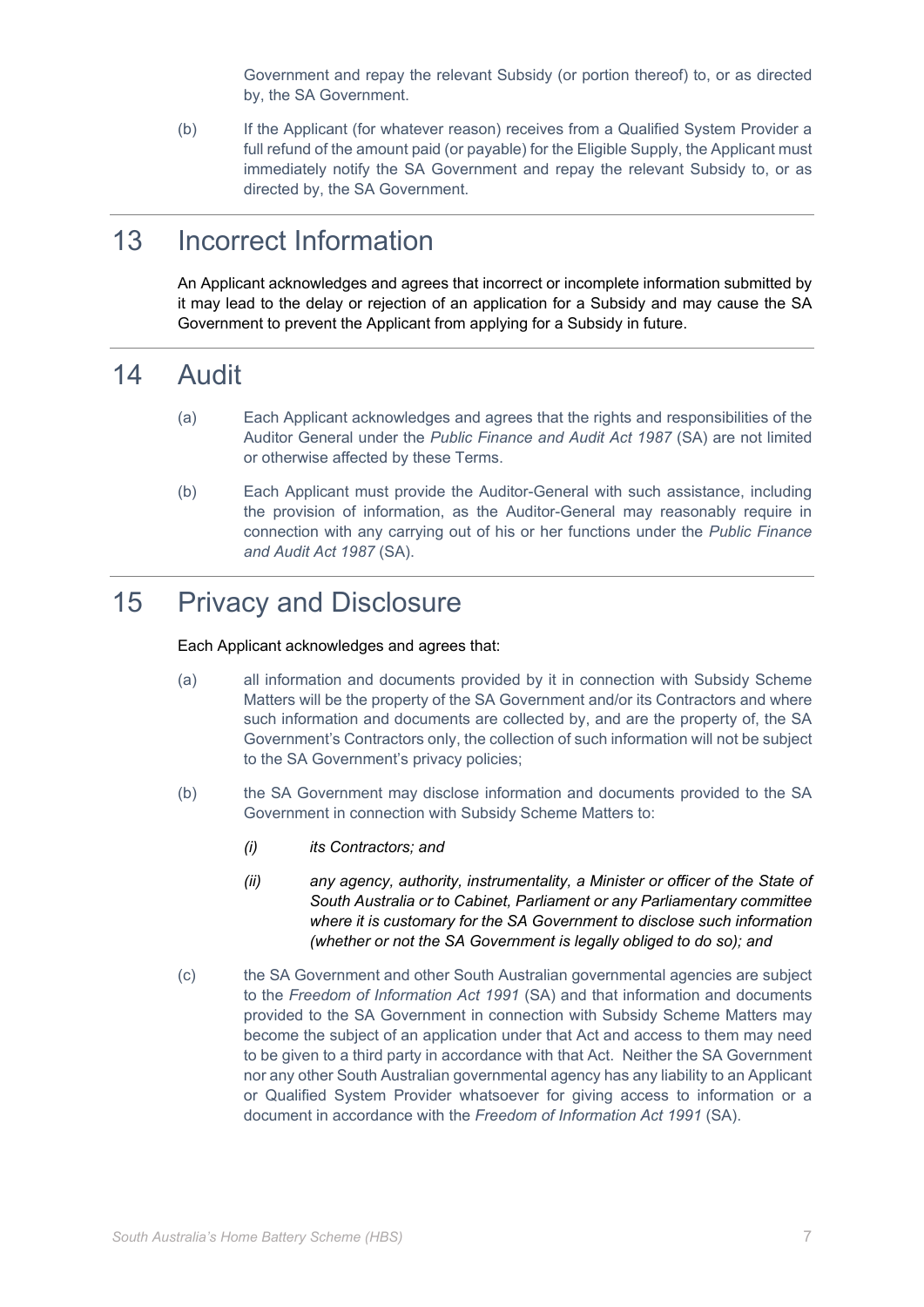Government and repay the relevant Subsidy (or portion thereof) to, or as directed by, the SA Government.

(b) If the Applicant (for whatever reason) receives from a Qualified System Provider a full refund of the amount paid (or payable) for the Eligible Supply, the Applicant must immediately notify the SA Government and repay the relevant Subsidy to, or as directed by, the SA Government.

# 13 Incorrect Information

An Applicant acknowledges and agrees that incorrect or incomplete information submitted by it may lead to the delay or rejection of an application for a Subsidy and may cause the SA Government to prevent the Applicant from applying for a Subsidy in future.

# 14 Audit

(a) Each Applicant acknowledges and agrees that the rights and responsibilities of the Auditor General under the *Public Finance and Audit Act 1987* (SA) are not limited or otherwise affected by these Terms.

(b) Each Applicant must provide the Auditor-General with such assistance, including the provision of information, as the Auditor-General may reasonably require in connection with any carrying out of his or her functions under the *Public Finance and Audit Act 1987* (SA).

# 15 Privacy and Disclosure

Each Applicant acknowledges and agrees that:

(a) all information and documents provided by it in connection with Subsidy Scheme Matters will be the property of the SA Government and/or its Contractors and where such information and documents are collected by, and are the property of, the SA Government's Contractors only, the collection of such information will not be subject to the SA Government's privacy policies;

(b) the SA Government may disclose information and documents provided to the SA Government in connection with Subsidy Scheme Matters to:

*(i) its Contractors; and*

*(ii) any agency, authority, instrumentality, a Minister or officer of the State of South Australia or to Cabinet, Parliament or any Parliamentary committee where it is customary for the SA Government to disclose such information (whether or not the SA Government is legally obliged to do so); and*

(c) the SA Government and other South Australian governmental agencies are subject to the *Freedom of Information Act 1991* (SA) and that information and documents provided to the SA Government in connection with Subsidy Scheme Matters may become the subject of an application under that Act and access to them may need to be given to a third party in accordance with that Act. Neither the SA Government nor any other South Australian governmental agency has any liability to an Applicant or Qualified System Provider whatsoever for giving access to information or a document in accordance with the *Freedom of Information Act 1991* (SA).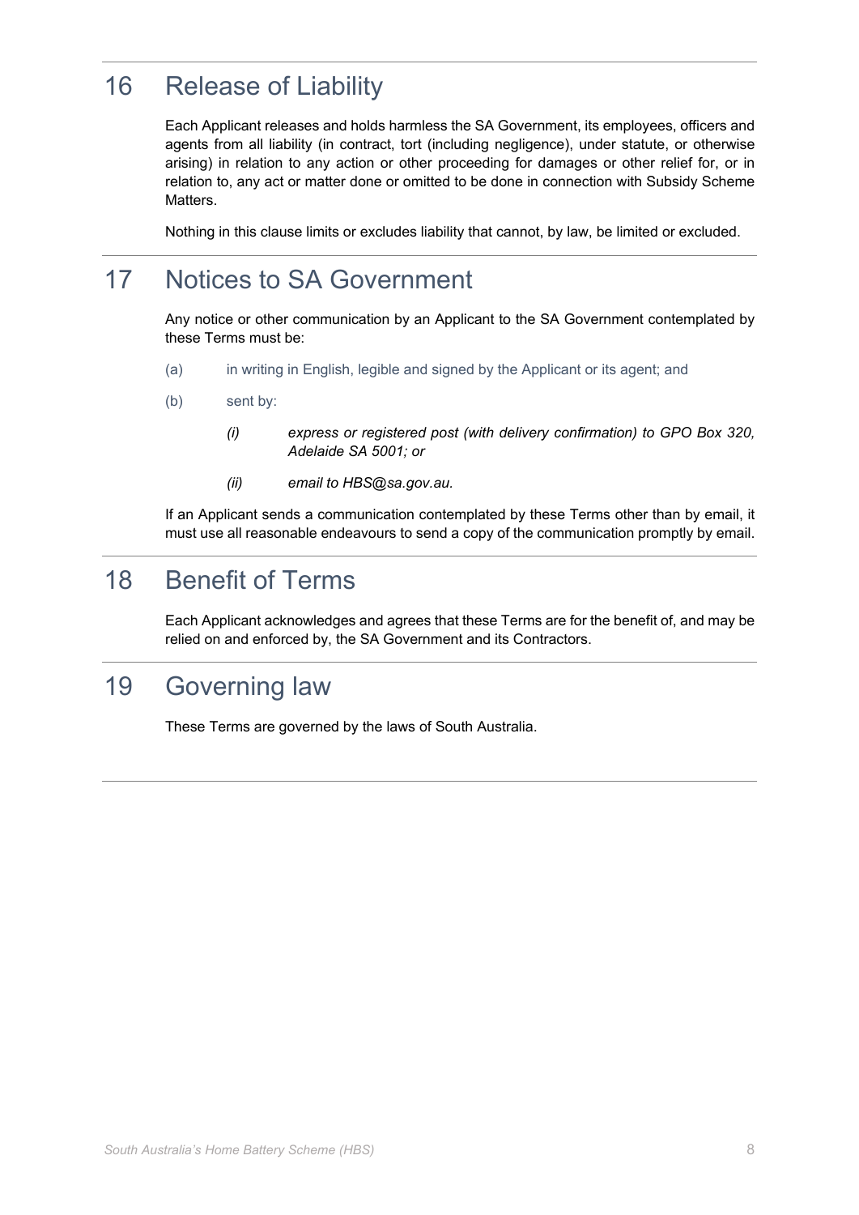## 16 Release of Liability

Each Applicant releases and holds harmless the SA Government, its employees, officers and agents from all liability (in contract, tort (including negligence), under statute, or otherwise arising) in relation to any action or other proceeding for damages or other relief for, or in relation to, any act or matter done or omitted to be done in connection with Subsidy Scheme Matters.

Nothing in this clause limits or excludes liability that cannot, by law, be limited or excluded.

## 17 Notices to SA Government

Any notice or other communication by an Applicant to the SA Government contemplated by these Terms must be:

(a) in writing in English, legible and signed by the Applicant or its agent; and

(b) sent by:

*(i) express or registered post (with delivery confirmation) to GPO Box 320, Adelaide SA 5001; or*

*(ii) email to HBS@sa.gov.au.*

If an Applicant sends a communication contemplated by these Terms other than by email, it must use all reasonable endeavours to send a copy of the communication promptly by email.

## 18 Benefit of Terms

Each Applicant acknowledges and agrees that these Terms are for the benefit of, and may be relied on and enforced by, the SA Government and its Contractors.

## 19 Governing law

These Terms are governed by the laws of South Australia.